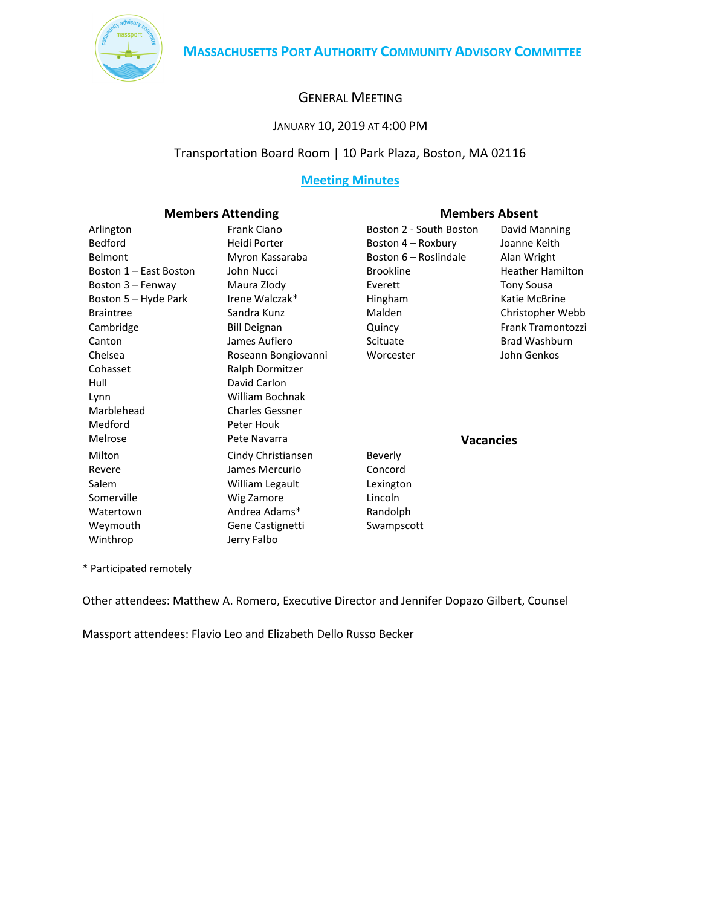# Massachusetts Port Authority Community Advisory Committee

## General Meeting

January 10, 2019 at 4:00 PM

Transportation Board Room | 10 Park Plaza, Boston, MA 02116

**Meeting Minutes**

### Members Attending

| Community | Member |
|---|---|
| Arlington | Frank Ciano |
| Bedford | Heidi Porter |
| Belmont | Myron Kassaraba |
| Boston 1 – East Boston | John Nucci |
| Boston 3 – Fenway | Maura Zlody |
| Boston 5 – Hyde Park | Irene Walczak* |
| Braintree | Sandra Kunz |
| Cambridge | Bill Deignan |
| Canton | James Aufiero |
| Chelsea | Roseann Bongiovanni |
| Cohasset | Ralph Dormitzer |
| Hull | David Carlon |
| Lynn | William Bochnak |
| Marblehead | Charles Gessner |
| Medford | Peter Houk |
| Melrose | Pete Navarra |
| Milton | Cindy Christiansen |
| Revere | James Mercurio |
| Salem | William Legault |
| Somerville | Wig Zamore |
| Watertown | Andrea Adams* |
| Weymouth | Gene Castignetti |
| Winthrop | Jerry Falbo |

### Members Absent

| Community | Member |
|---|---|
| Boston 2 - South Boston | David Manning |
| Boston 4 – Roxbury | Joanne Keith |
| Boston 6 – Roslindale | Alan Wright |
| Brookline | Heather Hamilton |
| Everett | Tony Sousa |
| Hingham | Katie McBrine |
| Malden | Christopher Webb |
| Quincy | Frank Tramontozzi |
| Scituate | Brad Washburn |
| Worcester | John Genkos |

### Vacancies

- Beverly
- Concord
- Lexington
- Lincoln
- Randolph
- Swampscott

\* Participated remotely

Other attendees: Matthew A. Romero, Executive Director and Jennifer Dopazo Gilbert, Counsel

Massport attendees: Flavio Leo and Elizabeth Dello Russo Becker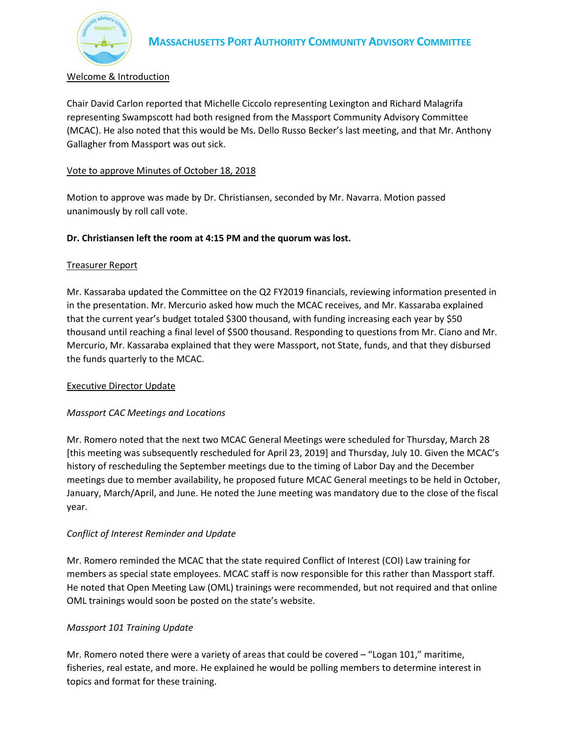## MASSACHUSETTS PORT AUTHORITY COMMUNITY ADVISORY COMMITTEE

Welcome & Introduction

Chair David Carlon reported that Michelle Ciccolo representing Lexington and Richard Malagrifa representing Swampscott had both resigned from the Massport Community Advisory Committee (MCAC). He also noted that this would be Ms. Dello Russo Becker's last meeting, and that Mr. Anthony Gallagher from Massport was out sick.

Vote to approve Minutes of October 18, 2018

Motion to approve was made by Dr. Christiansen, seconded by Mr. Navarra. Motion passed unanimously by roll call vote.

**Dr. Christiansen left the room at 4:15 PM and the quorum was lost.**

Treasurer Report

Mr. Kassaraba updated the Committee on the Q2 FY2019 financials, reviewing information presented in in the presentation. Mr. Mercurio asked how much the MCAC receives, and Mr. Kassaraba explained that the current year's budget totaled $300 thousand, with funding increasing each year by $50 thousand until reaching a final level of $500 thousand. Responding to questions from Mr. Ciano and Mr. Mercurio, Mr. Kassaraba explained that they were Massport, not State, funds, and that they disbursed the funds quarterly to the MCAC.

Executive Director Update

*Massport CAC Meetings and Locations*

Mr. Romero noted that the next two MCAC General Meetings were scheduled for Thursday, March 28 [this meeting was subsequently rescheduled for April 23, 2019] and Thursday, July 10. Given the MCAC's history of rescheduling the September meetings due to the timing of Labor Day and the December meetings due to member availability, he proposed future MCAC General meetings to be held in October, January, March/April, and June. He noted the June meeting was mandatory due to the close of the fiscal year.

*Conflict of Interest Reminder and Update*

Mr. Romero reminded the MCAC that the state required Conflict of Interest (COI) Law training for members as special state employees. MCAC staff is now responsible for this rather than Massport staff. He noted that Open Meeting Law (OML) trainings were recommended, but not required and that online OML trainings would soon be posted on the state's website.

*Massport 101 Training Update*

Mr. Romero noted there were a variety of areas that could be covered – "Logan 101," maritime, fisheries, real estate, and more. He explained he would be polling members to determine interest in topics and format for these training.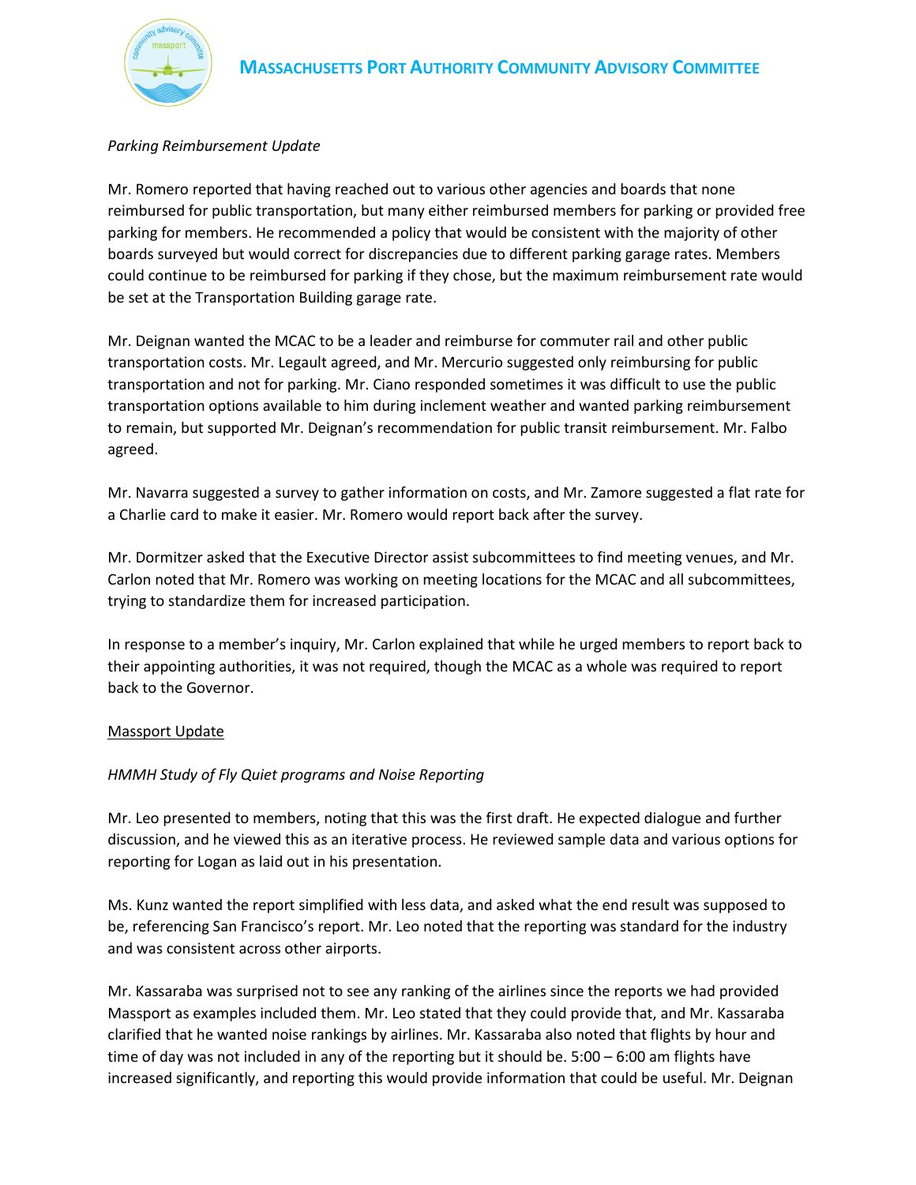*Parking Reimbursement Update*

Mr. Romero reported that having reached out to various other agencies and boards that none reimbursed for public transportation, but many either reimbursed members for parking or provided free parking for members. He recommended a policy that would be consistent with the majority of other boards surveyed but would correct for discrepancies due to different parking garage rates. Members could continue to be reimbursed for parking if they chose, but the maximum reimbursement rate would be set at the Transportation Building garage rate.

Mr. Deignan wanted the MCAC to be a leader and reimburse for commuter rail and other public transportation costs. Mr. Legault agreed, and Mr. Mercurio suggested only reimbursing for public transportation and not for parking. Mr. Ciano responded sometimes it was difficult to use the public transportation options available to him during inclement weather and wanted parking reimbursement to remain, but supported Mr. Deignan's recommendation for public transit reimbursement. Mr. Falbo agreed.

Mr. Navarra suggested a survey to gather information on costs, and Mr. Zamore suggested a flat rate for a Charlie card to make it easier. Mr. Romero would report back after the survey.

Mr. Dormitzer asked that the Executive Director assist subcommittees to find meeting venues, and Mr. Carlon noted that Mr. Romero was working on meeting locations for the MCAC and all subcommittees, trying to standardize them for increased participation.

In response to a member's inquiry, Mr. Carlon explained that while he urged members to report back to their appointing authorities, it was not required, though the MCAC as a whole was required to report back to the Governor.

<u>Massport Update</u>

*HMMH Study of Fly Quiet programs and Noise Reporting*

Mr. Leo presented to members, noting that this was the first draft. He expected dialogue and further discussion, and he viewed this as an iterative process. He reviewed sample data and various options for reporting for Logan as laid out in his presentation.

Ms. Kunz wanted the report simplified with less data, and asked what the end result was supposed to be, referencing San Francisco's report. Mr. Leo noted that the reporting was standard for the industry and was consistent across other airports.

Mr. Kassaraba was surprised not to see any ranking of the airlines since the reports we had provided Massport as examples included them. Mr. Leo stated that they could provide that, and Mr. Kassaraba clarified that he wanted noise rankings by airlines. Mr. Kassaraba also noted that flights by hour and time of day was not included in any of the reporting but it should be. 5:00 – 6:00 am flights have increased significantly, and reporting this would provide information that could be useful. Mr. Deignan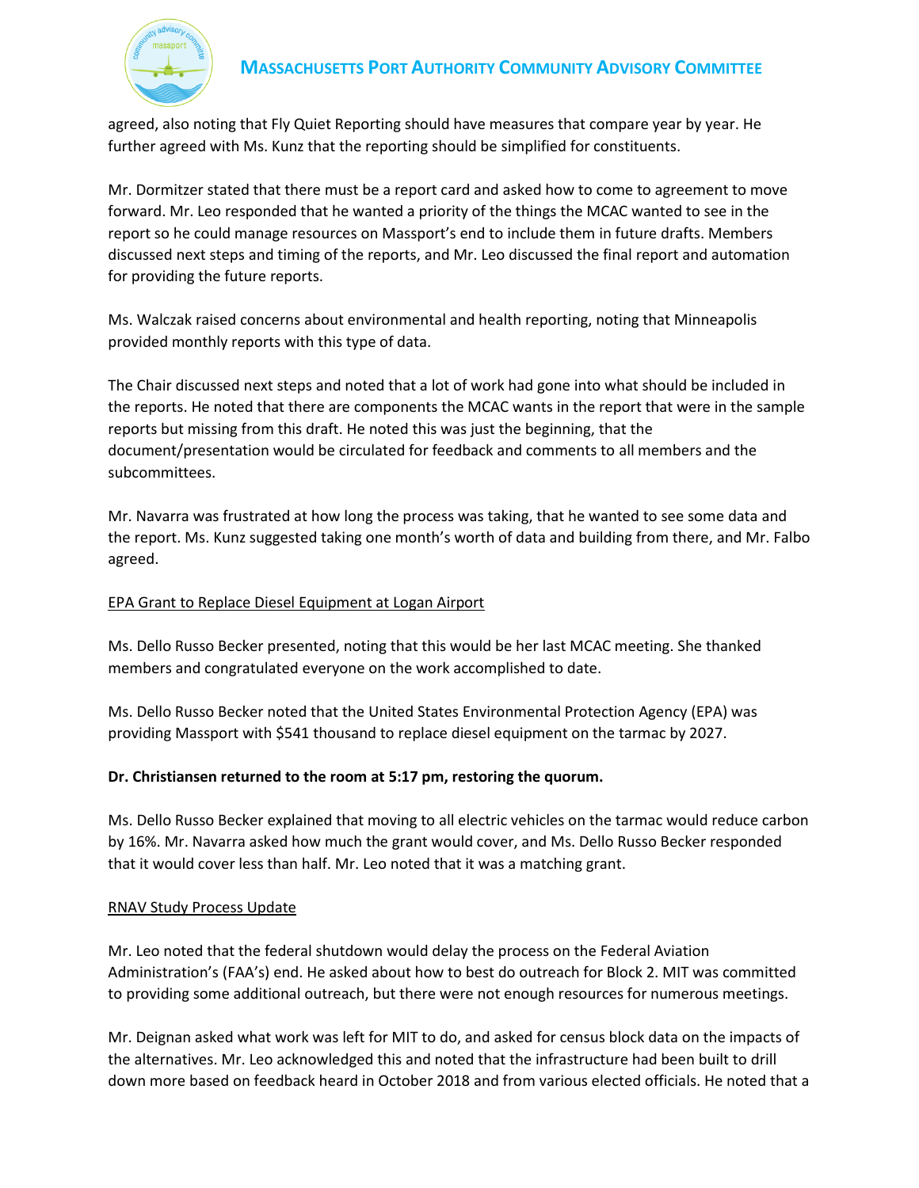agreed, also noting that Fly Quiet Reporting should have measures that compare year by year. He further agreed with Ms. Kunz that the reporting should be simplified for constituents.

Mr. Dormitzer stated that there must be a report card and asked how to come to agreement to move forward. Mr. Leo responded that he wanted a priority of the things the MCAC wanted to see in the report so he could manage resources on Massport's end to include them in future drafts. Members discussed next steps and timing of the reports, and Mr. Leo discussed the final report and automation for providing the future reports.

Ms. Walczak raised concerns about environmental and health reporting, noting that Minneapolis provided monthly reports with this type of data.

The Chair discussed next steps and noted that a lot of work had gone into what should be included in the reports. He noted that there are components the MCAC wants in the report that were in the sample reports but missing from this draft. He noted this was just the beginning, that the document/presentation would be circulated for feedback and comments to all members and the subcommittees.

Mr. Navarra was frustrated at how long the process was taking, that he wanted to see some data and the report. Ms. Kunz suggested taking one month's worth of data and building from there, and Mr. Falbo agreed.

<u>EPA Grant to Replace Diesel Equipment at Logan Airport</u>

Ms. Dello Russo Becker presented, noting that this would be her last MCAC meeting. She thanked members and congratulated everyone on the work accomplished to date.

Ms. Dello Russo Becker noted that the United States Environmental Protection Agency (EPA) was providing Massport with $541 thousand to replace diesel equipment on the tarmac by 2027.

**Dr. Christiansen returned to the room at 5:17 pm, restoring the quorum.**

Ms. Dello Russo Becker explained that moving to all electric vehicles on the tarmac would reduce carbon by 16%. Mr. Navarra asked how much the grant would cover, and Ms. Dello Russo Becker responded that it would cover less than half. Mr. Leo noted that it was a matching grant.

<u>RNAV Study Process Update</u>

Mr. Leo noted that the federal shutdown would delay the process on the Federal Aviation Administration's (FAA's) end. He asked about how to best do outreach for Block 2. MIT was committed to providing some additional outreach, but there were not enough resources for numerous meetings.

Mr. Deignan asked what work was left for MIT to do, and asked for census block data on the impacts of the alternatives. Mr. Leo acknowledged this and noted that the infrastructure had been built to drill down more based on feedback heard in October 2018 and from various elected officials. He noted that a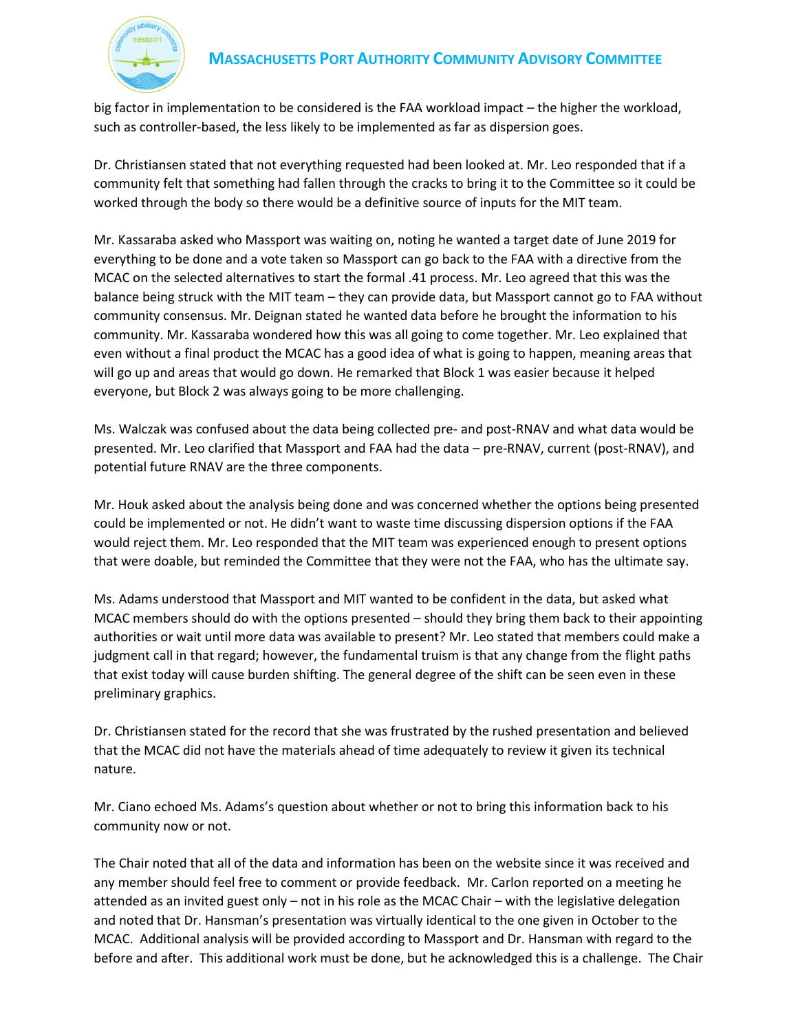big factor in implementation to be considered is the FAA workload impact – the higher the workload, such as controller-based, the less likely to be implemented as far as dispersion goes.

Dr. Christiansen stated that not everything requested had been looked at. Mr. Leo responded that if a community felt that something had fallen through the cracks to bring it to the Committee so it could be worked through the body so there would be a definitive source of inputs for the MIT team.

Mr. Kassaraba asked who Massport was waiting on, noting he wanted a target date of June 2019 for everything to be done and a vote taken so Massport can go back to the FAA with a directive from the MCAC on the selected alternatives to start the formal .41 process. Mr. Leo agreed that this was the balance being struck with the MIT team – they can provide data, but Massport cannot go to FAA without community consensus. Mr. Deignan stated he wanted data before he brought the information to his community. Mr. Kassaraba wondered how this was all going to come together. Mr. Leo explained that even without a final product the MCAC has a good idea of what is going to happen, meaning areas that will go up and areas that would go down. He remarked that Block 1 was easier because it helped everyone, but Block 2 was always going to be more challenging.

Ms. Walczak was confused about the data being collected pre- and post-RNAV and what data would be presented. Mr. Leo clarified that Massport and FAA had the data – pre-RNAV, current (post-RNAV), and potential future RNAV are the three components.

Mr. Houk asked about the analysis being done and was concerned whether the options being presented could be implemented or not. He didn't want to waste time discussing dispersion options if the FAA would reject them. Mr. Leo responded that the MIT team was experienced enough to present options that were doable, but reminded the Committee that they were not the FAA, who has the ultimate say.

Ms. Adams understood that Massport and MIT wanted to be confident in the data, but asked what MCAC members should do with the options presented – should they bring them back to their appointing authorities or wait until more data was available to present? Mr. Leo stated that members could make a judgment call in that regard; however, the fundamental truism is that any change from the flight paths that exist today will cause burden shifting. The general degree of the shift can be seen even in these preliminary graphics.

Dr. Christiansen stated for the record that she was frustrated by the rushed presentation and believed that the MCAC did not have the materials ahead of time adequately to review it given its technical nature.

Mr. Ciano echoed Ms. Adams's question about whether or not to bring this information back to his community now or not.

The Chair noted that all of the data and information has been on the website since it was received and any member should feel free to comment or provide feedback. Mr. Carlon reported on a meeting he attended as an invited guest only – not in his role as the MCAC Chair – with the legislative delegation and noted that Dr. Hansman's presentation was virtually identical to the one given in October to the MCAC. Additional analysis will be provided according to Massport and Dr. Hansman with regard to the before and after. This additional work must be done, but he acknowledged this is a challenge. The Chair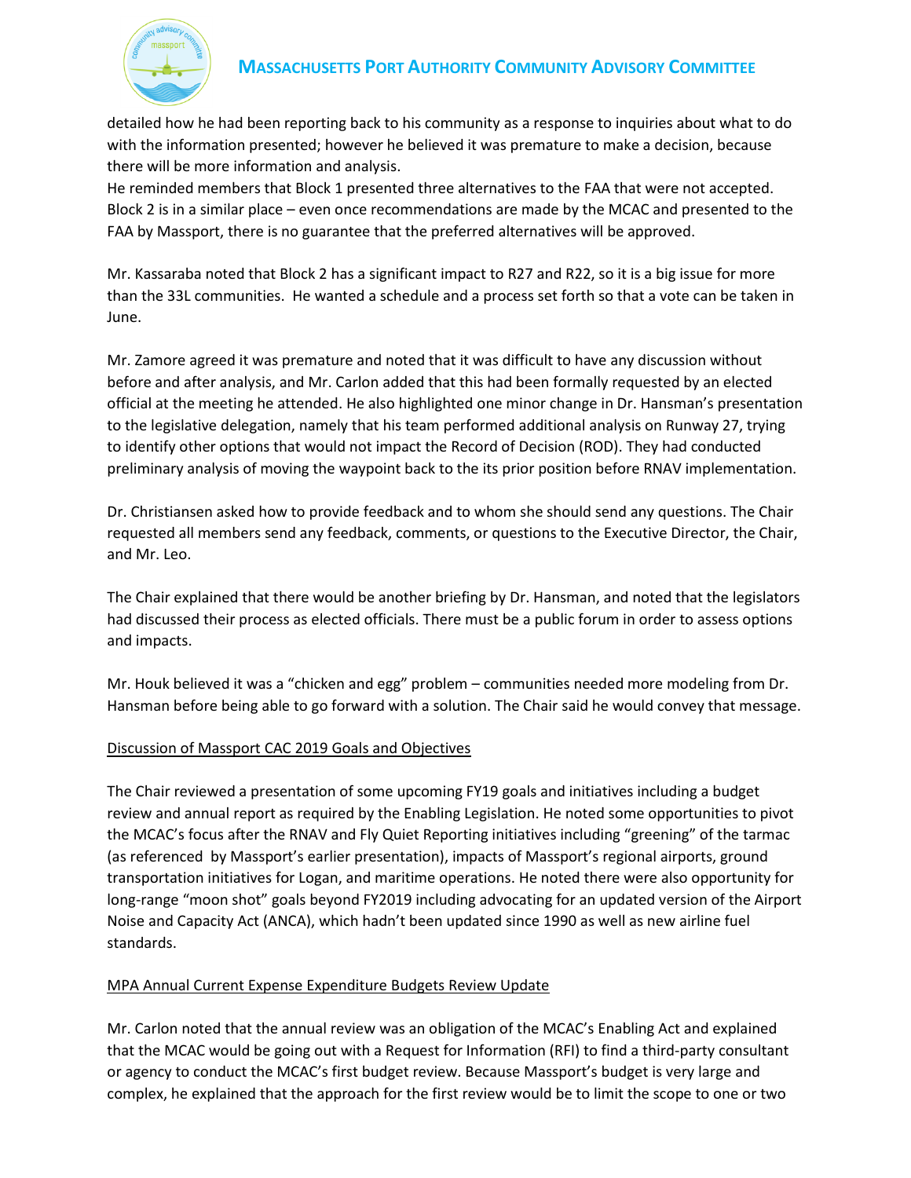detailed how he had been reporting back to his community as a response to inquiries about what to do with the information presented; however he believed it was premature to make a decision, because there will be more information and analysis.

He reminded members that Block 1 presented three alternatives to the FAA that were not accepted. Block 2 is in a similar place – even once recommendations are made by the MCAC and presented to the FAA by Massport, there is no guarantee that the preferred alternatives will be approved.

Mr. Kassaraba noted that Block 2 has a significant impact to R27 and R22, so it is a big issue for more than the 33L communities. He wanted a schedule and a process set forth so that a vote can be taken in June.

Mr. Zamore agreed it was premature and noted that it was difficult to have any discussion without before and after analysis, and Mr. Carlon added that this had been formally requested by an elected official at the meeting he attended. He also highlighted one minor change in Dr. Hansman's presentation to the legislative delegation, namely that his team performed additional analysis on Runway 27, trying to identify other options that would not impact the Record of Decision (ROD). They had conducted preliminary analysis of moving the waypoint back to the its prior position before RNAV implementation.

Dr. Christiansen asked how to provide feedback and to whom she should send any questions. The Chair requested all members send any feedback, comments, or questions to the Executive Director, the Chair, and Mr. Leo.

The Chair explained that there would be another briefing by Dr. Hansman, and noted that the legislators had discussed their process as elected officials. There must be a public forum in order to assess options and impacts.

Mr. Houk believed it was a "chicken and egg" problem – communities needed more modeling from Dr. Hansman before being able to go forward with a solution. The Chair said he would convey that message.

Discussion of Massport CAC 2019 Goals and Objectives

The Chair reviewed a presentation of some upcoming FY19 goals and initiatives including a budget review and annual report as required by the Enabling Legislation. He noted some opportunities to pivot the MCAC's focus after the RNAV and Fly Quiet Reporting initiatives including "greening" of the tarmac (as referenced by Massport's earlier presentation), impacts of Massport's regional airports, ground transportation initiatives for Logan, and maritime operations. He noted there were also opportunity for long-range "moon shot" goals beyond FY2019 including advocating for an updated version of the Airport Noise and Capacity Act (ANCA), which hadn't been updated since 1990 as well as new airline fuel standards.

MPA Annual Current Expense Expenditure Budgets Review Update

Mr. Carlon noted that the annual review was an obligation of the MCAC's Enabling Act and explained that the MCAC would be going out with a Request for Information (RFI) to find a third-party consultant or agency to conduct the MCAC's first budget review. Because Massport's budget is very large and complex, he explained that the approach for the first review would be to limit the scope to one or two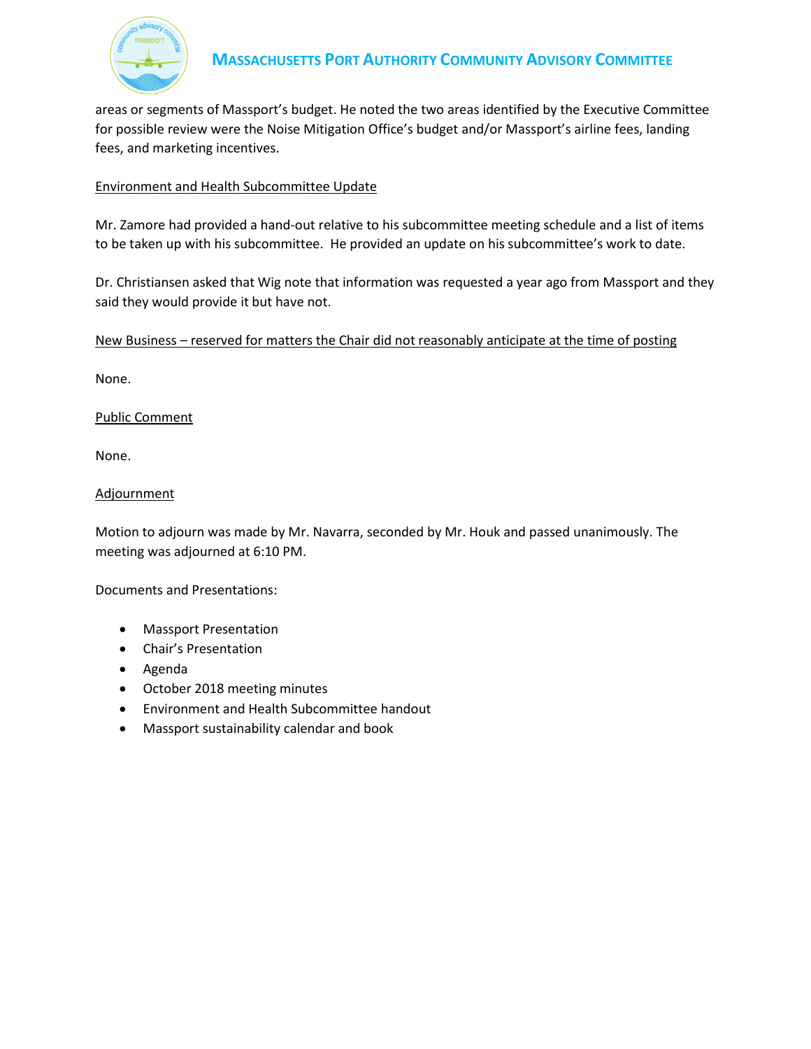areas or segments of Massport's budget. He noted the two areas identified by the Executive Committee for possible review were the Noise Mitigation Office's budget and/or Massport's airline fees, landing fees, and marketing incentives.

<u>Environment and Health Subcommittee Update</u>

Mr. Zamore had provided a hand-out relative to his subcommittee meeting schedule and a list of items to be taken up with his subcommittee. He provided an update on his subcommittee's work to date.

Dr. Christiansen asked that Wig note that information was requested a year ago from Massport and they said they would provide it but have not.

<u>New Business – reserved for matters the Chair did not reasonably anticipate at the time of posting</u>

None.

<u>Public Comment</u>

None.

<u>Adjournment</u>

Motion to adjourn was made by Mr. Navarra, seconded by Mr. Houk and passed unanimously. The meeting was adjourned at 6:10 PM.

Documents and Presentations:

- Massport Presentation
- Chair's Presentation
- Agenda
- October 2018 meeting minutes
- Environment and Health Subcommittee handout
- Massport sustainability calendar and book